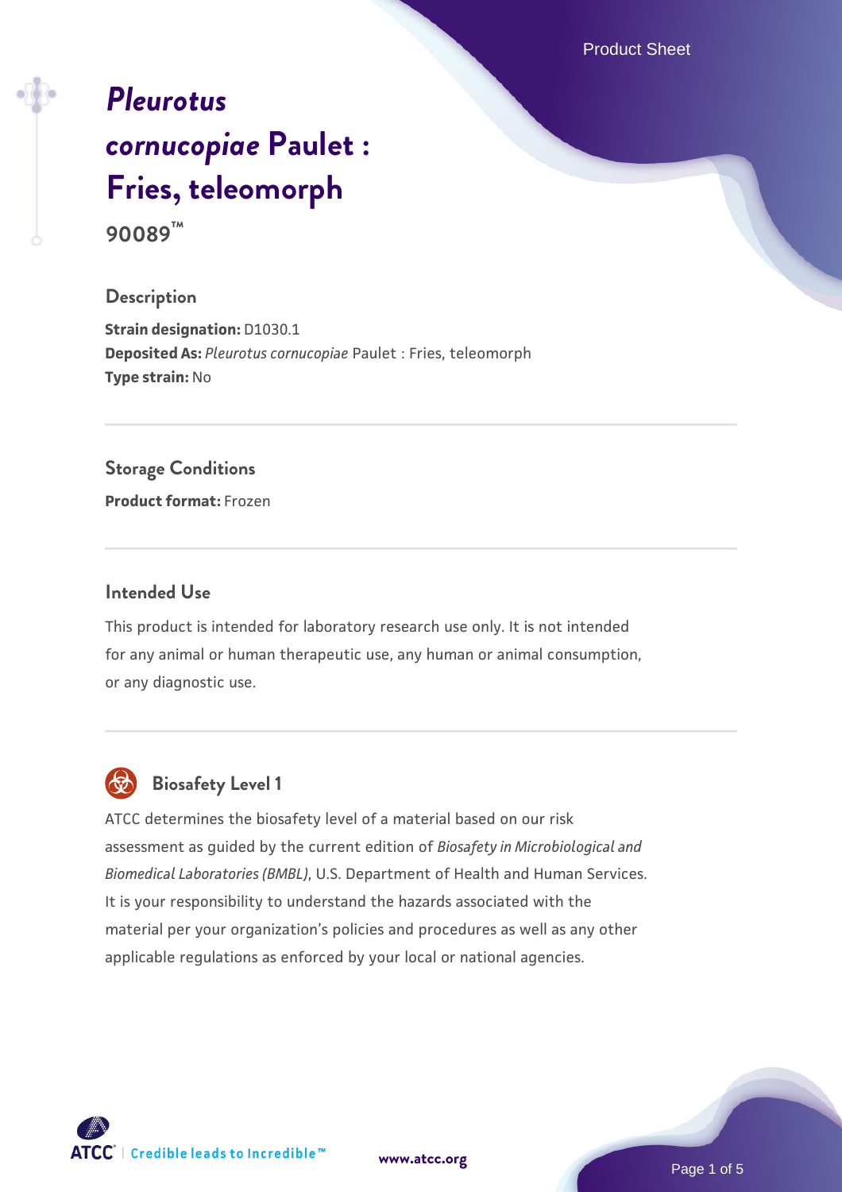# *Pleurotus cornucopiae* Paulet : Fries, teleomorph

**90089™**

## Description

**Strain designation:** D1030.1
**Deposited As:** *Pleurotus cornucopiae* Paulet : Fries, teleomorph
**Type strain:** No

## Storage Conditions

**Product format:** Frozen

## Intended Use

This product is intended for laboratory research use only. It is not intended for any animal or human therapeutic use, any human or animal consumption, or any diagnostic use.

## Biosafety Level 1

ATCC determines the biosafety level of a material based on our risk assessment as guided by the current edition of *Biosafety in Microbiological and Biomedical Laboratories (BMBL)*, U.S. Department of Health and Human Services. It is your responsibility to understand the hazards associated with the material per your organization's policies and procedures as well as any other applicable regulations as enforced by your local or national agencies.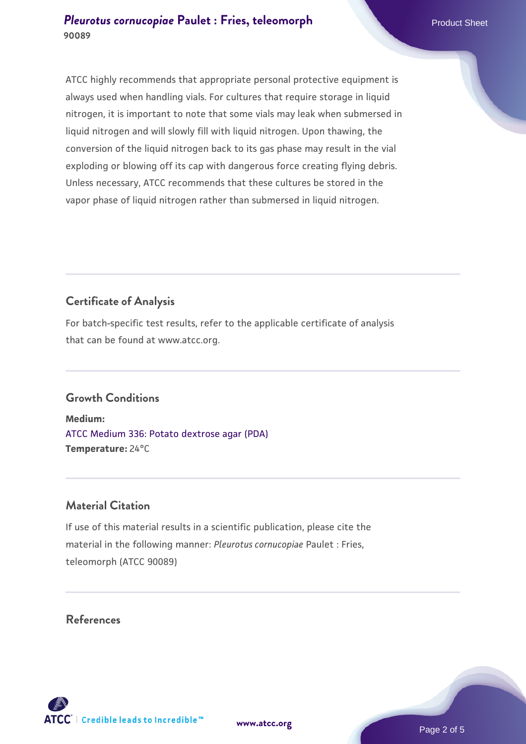ATCC highly recommends that appropriate personal protective equipment is always used when handling vials. For cultures that require storage in liquid nitrogen, it is important to note that some vials may leak when submersed in liquid nitrogen and will slowly fill with liquid nitrogen. Upon thawing, the conversion of the liquid nitrogen back to its gas phase may result in the vial exploding or blowing off its cap with dangerous force creating flying debris. Unless necessary, ATCC recommends that these cultures be stored in the vapor phase of liquid nitrogen rather than submersed in liquid nitrogen.

## Certificate of Analysis

For batch-specific test results, refer to the applicable certificate of analysis that can be found at www.atcc.org.

## Growth Conditions

**Medium:**
ATCC Medium 336: Potato dextrose agar (PDA)
**Temperature:** 24°C

## Material Citation

If use of this material results in a scientific publication, please cite the material in the following manner: *Pleurotus cornucopiae* Paulet : Fries, teleomorph (ATCC 90089)

## References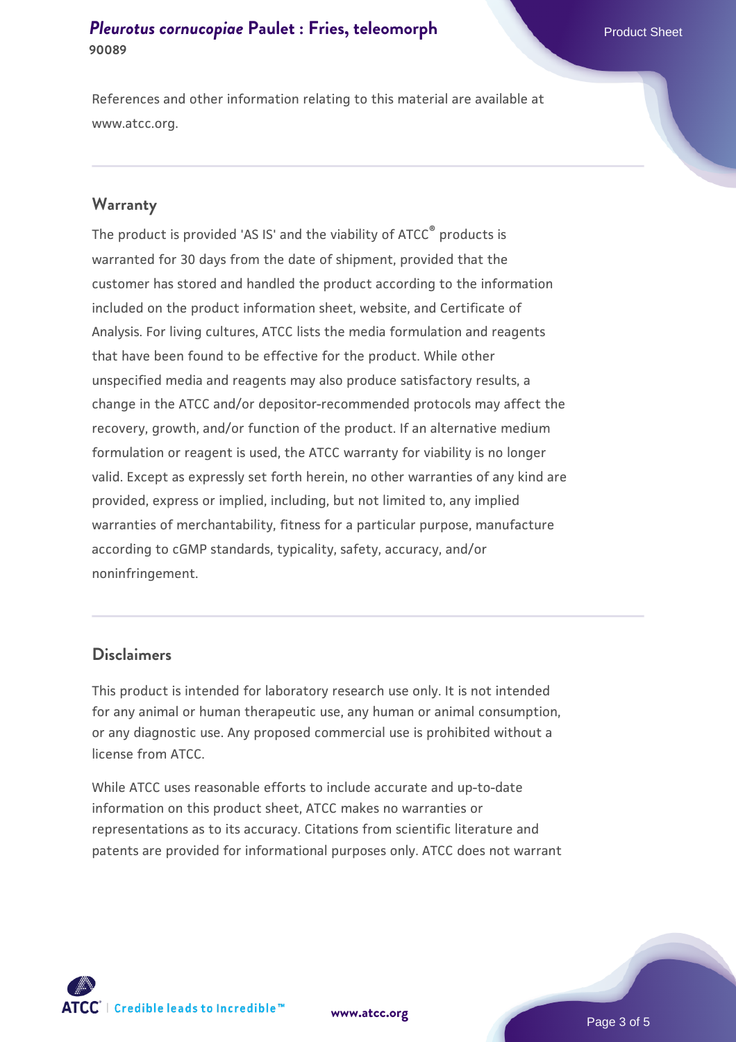References and other information relating to this material are available at www.atcc.org.

## Warranty

The product is provided 'AS IS' and the viability of ATCC® products is warranted for 30 days from the date of shipment, provided that the customer has stored and handled the product according to the information included on the product information sheet, website, and Certificate of Analysis. For living cultures, ATCC lists the media formulation and reagents that have been found to be effective for the product. While other unspecified media and reagents may also produce satisfactory results, a change in the ATCC and/or depositor-recommended protocols may affect the recovery, growth, and/or function of the product. If an alternative medium formulation or reagent is used, the ATCC warranty for viability is no longer valid. Except as expressly set forth herein, no other warranties of any kind are provided, express or implied, including, but not limited to, any implied warranties of merchantability, fitness for a particular purpose, manufacture according to cGMP standards, typicality, safety, accuracy, and/or noninfringement.

## Disclaimers

This product is intended for laboratory research use only. It is not intended for any animal or human therapeutic use, any human or animal consumption, or any diagnostic use. Any proposed commercial use is prohibited without a license from ATCC.

While ATCC uses reasonable efforts to include accurate and up-to-date information on this product sheet, ATCC makes no warranties or representations as to its accuracy. Citations from scientific literature and patents are provided for informational purposes only. ATCC does not warrant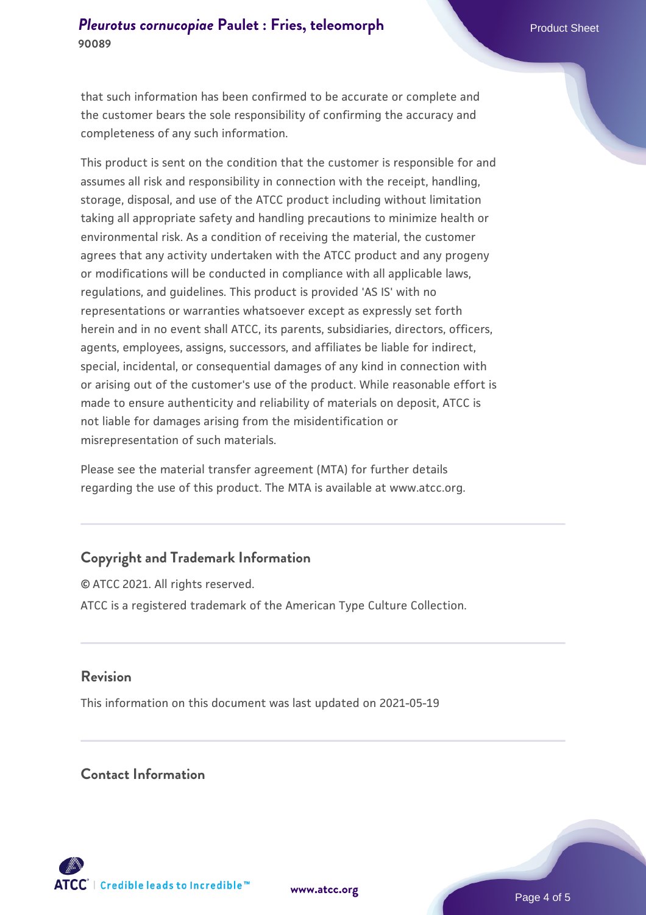that such information has been confirmed to be accurate or complete and the customer bears the sole responsibility of confirming the accuracy and completeness of any such information.

This product is sent on the condition that the customer is responsible for and assumes all risk and responsibility in connection with the receipt, handling, storage, disposal, and use of the ATCC product including without limitation taking all appropriate safety and handling precautions to minimize health or environmental risk. As a condition of receiving the material, the customer agrees that any activity undertaken with the ATCC product and any progeny or modifications will be conducted in compliance with all applicable laws, regulations, and guidelines. This product is provided 'AS IS' with no representations or warranties whatsoever except as expressly set forth herein and in no event shall ATCC, its parents, subsidiaries, directors, officers, agents, employees, assigns, successors, and affiliates be liable for indirect, special, incidental, or consequential damages of any kind in connection with or arising out of the customer's use of the product. While reasonable effort is made to ensure authenticity and reliability of materials on deposit, ATCC is not liable for damages arising from the misidentification or misrepresentation of such materials.

Please see the material transfer agreement (MTA) for further details regarding the use of this product. The MTA is available at www.atcc.org.

## Copyright and Trademark Information

© ATCC 2021. All rights reserved.

ATCC is a registered trademark of the American Type Culture Collection.

## Revision

This information on this document was last updated on 2021-05-19

## Contact Information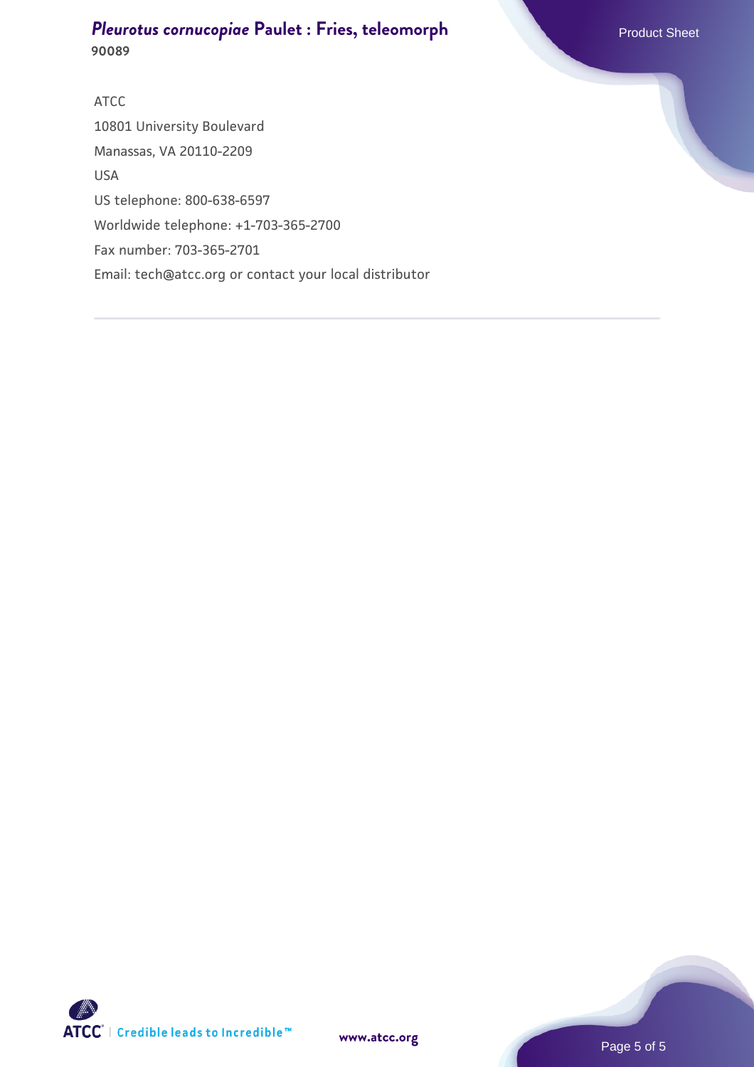ATCC

10801 University Boulevard

Manassas, VA 20110-2209

USA

US telephone: 800-638-6597

Worldwide telephone: +1-703-365-2700

Fax number: 703-365-2701

Email: tech@atcc.org or contact your local distributor